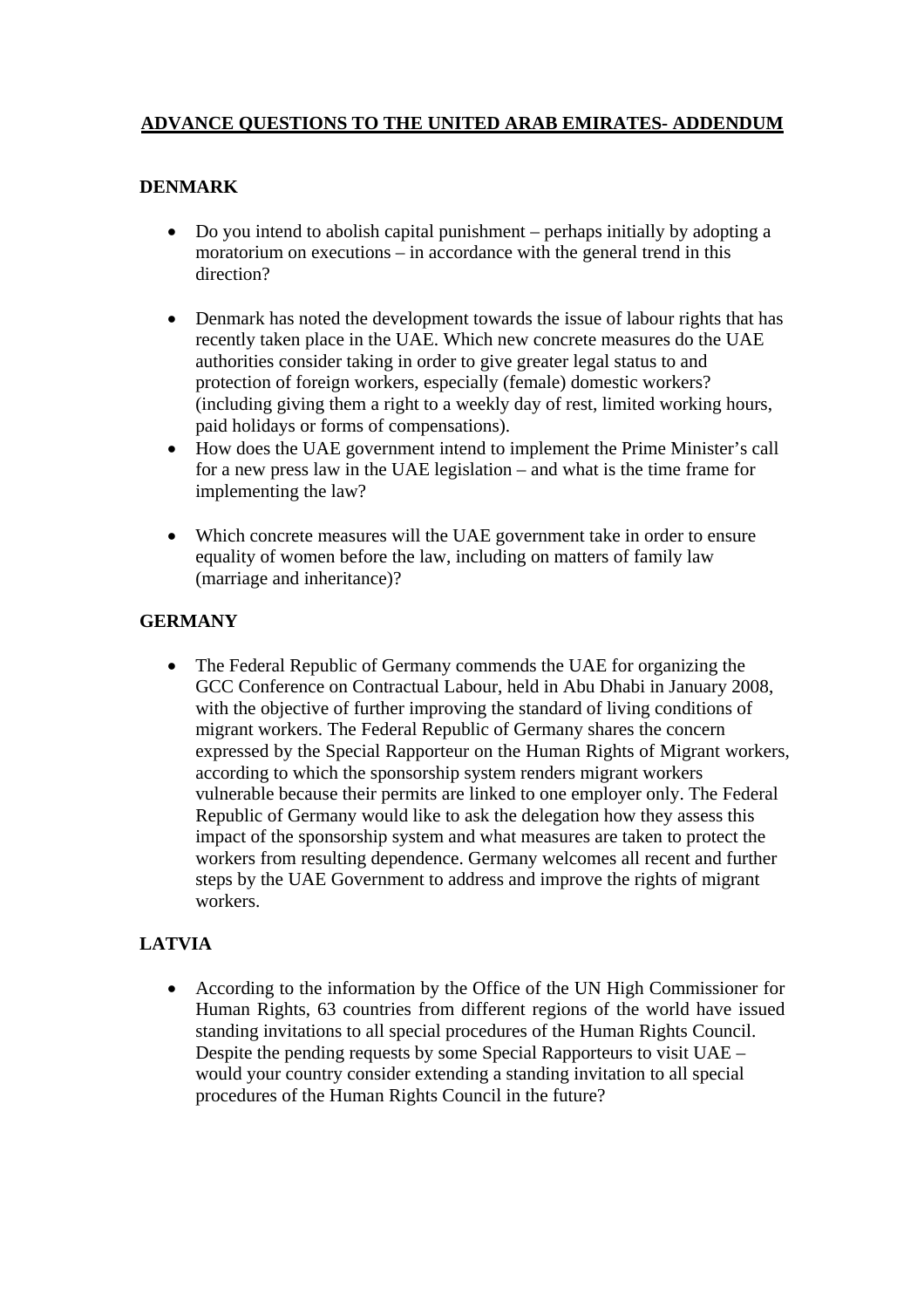# ADVANCE QUESTIONS TO THE UNITED ARAB EMIRATES- ADDENDUM

## DENMARK

- Do you intend to abolish capital punishment – perhaps initially by adopting a moratorium on executions – in accordance with the general trend in this direction?

- Denmark has noted the development towards the issue of labour rights that has recently taken place in the UAE. Which new concrete measures do the UAE authorities consider taking in order to give greater legal status to and protection of foreign workers, especially (female) domestic workers? (including giving them a right to a weekly day of rest, limited working hours, paid holidays or forms of compensations).
- How does the UAE government intend to implement the Prime Minister's call for a new press law in the UAE legislation – and what is the time frame for implementing the law?

- Which concrete measures will the UAE government take in order to ensure equality of women before the law, including on matters of family law (marriage and inheritance)?

## GERMANY

- The Federal Republic of Germany commends the UAE for organizing the GCC Conference on Contractual Labour, held in Abu Dhabi in January 2008, with the objective of further improving the standard of living conditions of migrant workers. The Federal Republic of Germany shares the concern expressed by the Special Rapporteur on the Human Rights of Migrant workers, according to which the sponsorship system renders migrant workers vulnerable because their permits are linked to one employer only. The Federal Republic of Germany would like to ask the delegation how they assess this impact of the sponsorship system and what measures are taken to protect the workers from resulting dependence. Germany welcomes all recent and further steps by the UAE Government to address and improve the rights of migrant workers.

## LATVIA

- According to the information by the Office of the UN High Commissioner for Human Rights, 63 countries from different regions of the world have issued standing invitations to all special procedures of the Human Rights Council. Despite the pending requests by some Special Rapporteurs to visit UAE – would your country consider extending a standing invitation to all special procedures of the Human Rights Council in the future?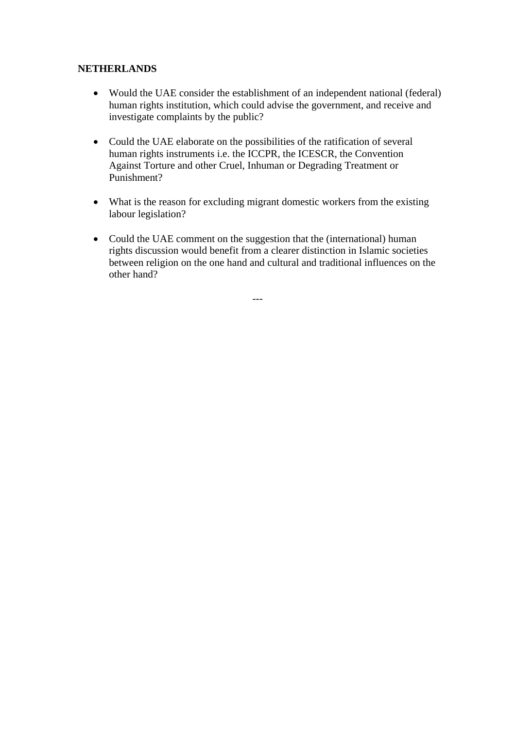**NETHERLANDS**

- Would the UAE consider the establishment of an independent national (federal) human rights institution, which could advise the government, and receive and investigate complaints by the public?

- Could the UAE elaborate on the possibilities of the ratification of several human rights instruments i.e. the ICCPR, the ICESCR, the Convention Against Torture and other Cruel, Inhuman or Degrading Treatment or Punishment?

- What is the reason for excluding migrant domestic workers from the existing labour legislation?

- Could the UAE comment on the suggestion that the (international) human rights discussion would benefit from a clearer distinction in Islamic societies between religion on the one hand and cultural and traditional influences on the other hand?

---